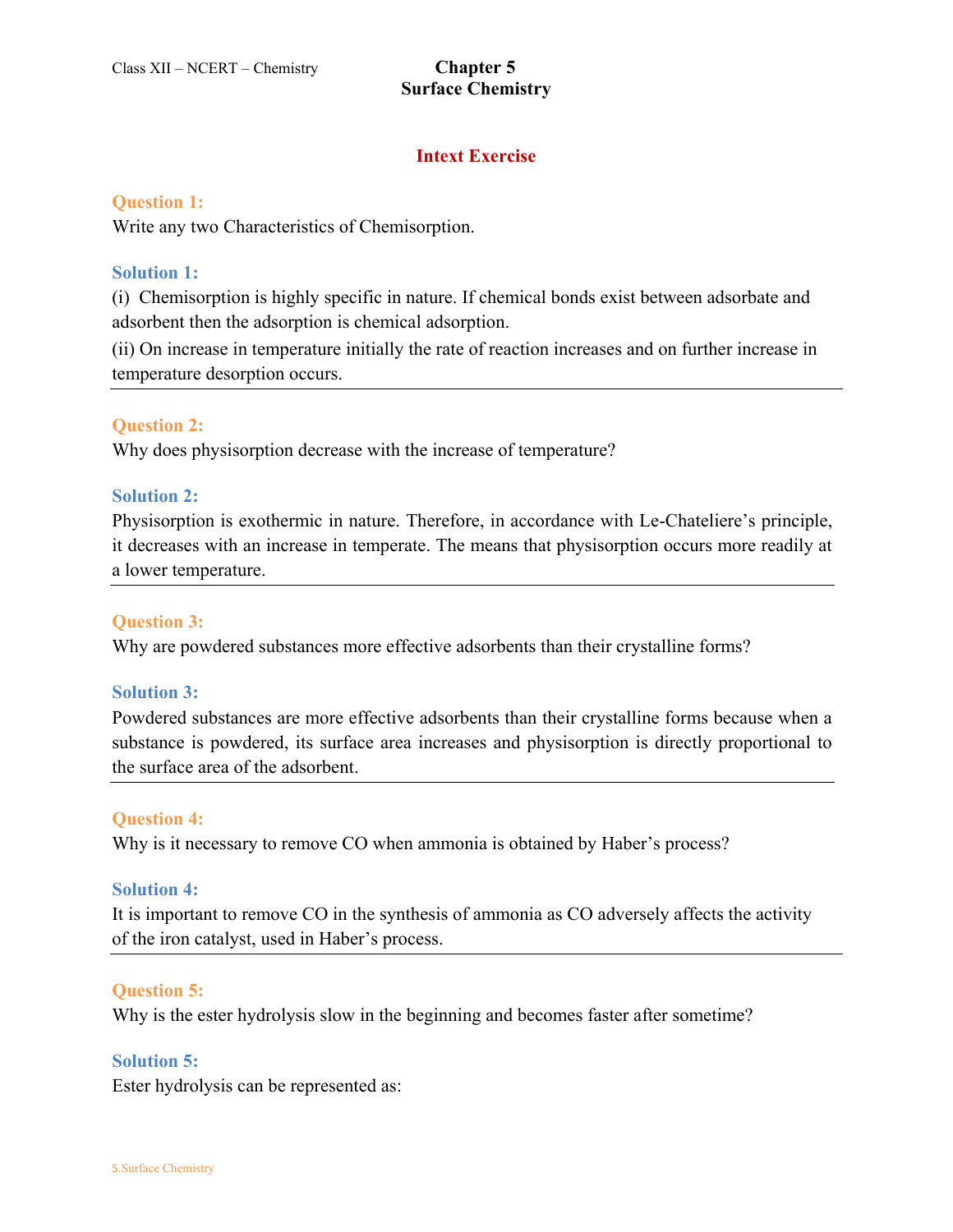# Chapter 5
# Surface Chemistry

## Intext Exercise

**Question 1:**
Write any two Characteristics of Chemisorption.

**Solution 1:**
(i) Chemisorption is highly specific in nature. If chemical bonds exist between adsorbate and adsorbent then the adsorption is chemical adsorption.
(ii) On increase in temperature initially the rate of reaction increases and on further increase in temperature desorption occurs.

---

**Question 2:**
Why does physisorption decrease with the increase of temperature?

**Solution 2:**
Physisorption is exothermic in nature. Therefore, in accordance with Le-Chateliere's principle, it decreases with an increase in temperate. The means that physisorption occurs more readily at a lower temperature.

---

**Question 3:**
Why are powdered substances more effective adsorbents than their crystalline forms?

**Solution 3:**
Powdered substances are more effective adsorbents than their crystalline forms because when a substance is powdered, its surface area increases and physisorption is directly proportional to the surface area of the adsorbent.

---

**Question 4:**
Why is it necessary to remove CO when ammonia is obtained by Haber's process?

**Solution 4:**
It is important to remove CO in the synthesis of ammonia as CO adversely affects the activity of the iron catalyst, used in Haber's process.

---

**Question 5:**
Why is the ester hydrolysis slow in the beginning and becomes faster after sometime?

**Solution 5:**
Ester hydrolysis can be represented as: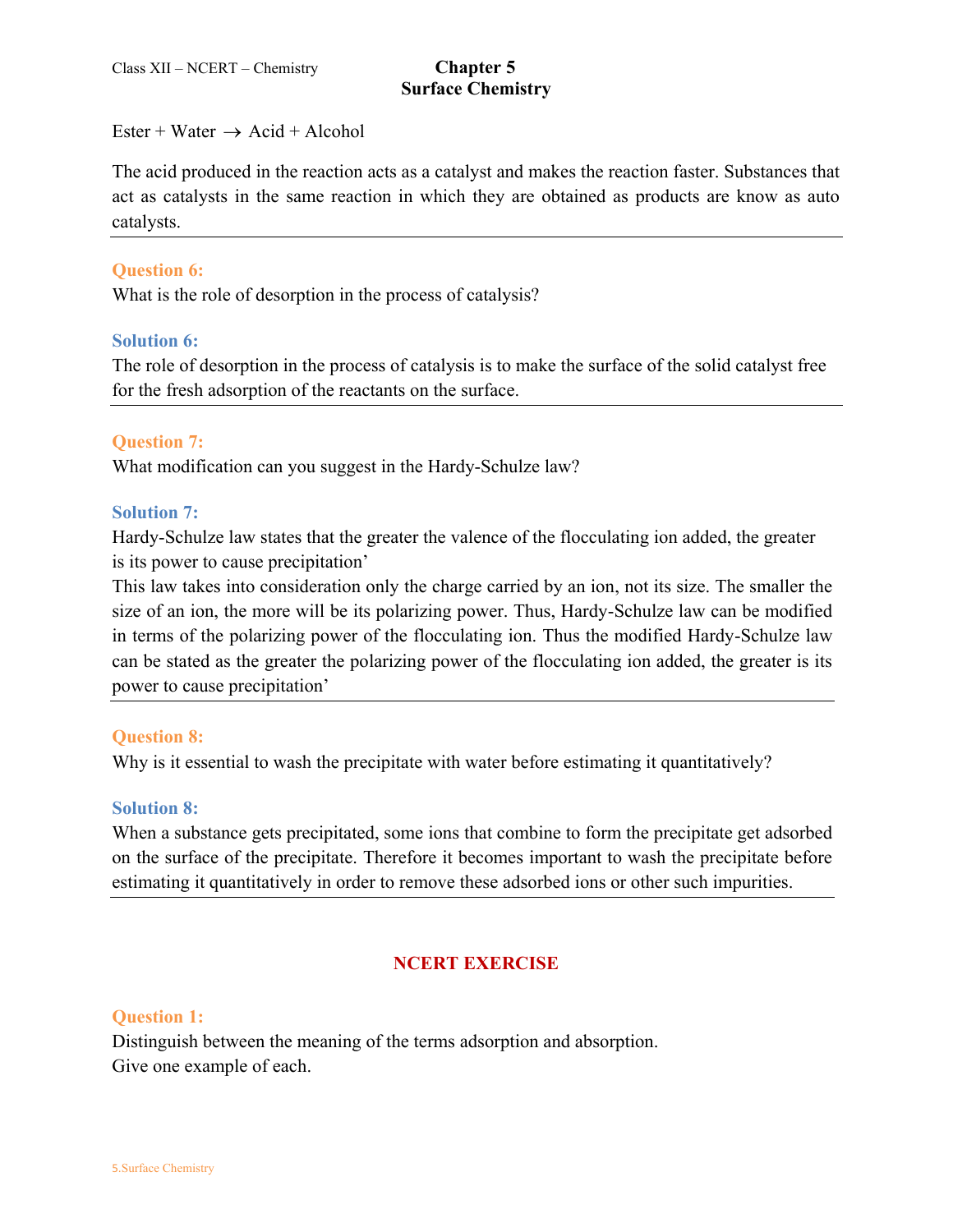Ester + Water $\rightarrow$ Acid + Alcohol

The acid produced in the reaction acts as a catalyst and makes the reaction faster. Substances that act as catalysts in the same reaction in which they are obtained as products are know as auto catalysts.

---

**Question 6:**
What is the role of desorption in the process of catalysis?

**Solution 6:**
The role of desorption in the process of catalysis is to make the surface of the solid catalyst free for the fresh adsorption of the reactants on the surface.

---

**Question 7:**
What modification can you suggest in the Hardy-Schulze law?

**Solution 7:**
Hardy-Schulze law states that the greater the valence of the flocculating ion added, the greater is its power to cause precipitation'
This law takes into consideration only the charge carried by an ion, not its size. The smaller the size of an ion, the more will be its polarizing power. Thus, Hardy-Schulze law can be modified in terms of the polarizing power of the flocculating ion. Thus the modified Hardy-Schulze law can be stated as the greater the polarizing power of the flocculating ion added, the greater is its power to cause precipitation'

---

**Question 8:**
Why is it essential to wash the precipitate with water before estimating it quantitatively?

**Solution 8:**
When a substance gets precipitated, some ions that combine to form the precipitate get adsorbed on the surface of the precipitate. Therefore it becomes important to wash the precipitate before estimating it quantitatively in order to remove these adsorbed ions or other such impurities.

---

## NCERT EXERCISE

**Question 1:**
Distinguish between the meaning of the terms adsorption and absorption.
Give one example of each.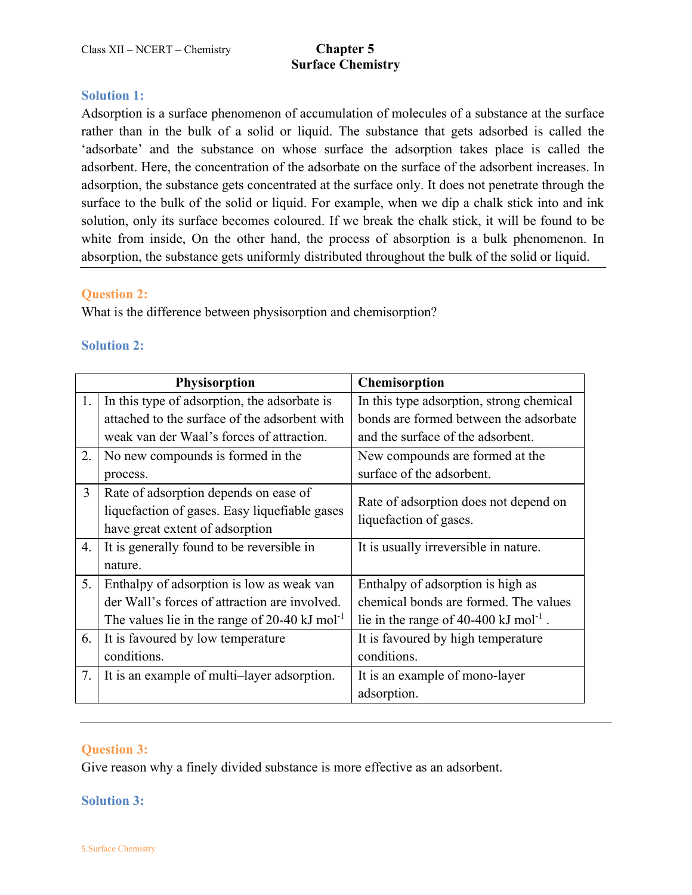### Solution 1:

Adsorption is a surface phenomenon of accumulation of molecules of a substance at the surface rather than in the bulk of a solid or liquid. The substance that gets adsorbed is called the 'adsorbate' and the substance on whose surface the adsorption takes place is called the adsorbent. Here, the concentration of the adsorbate on the surface of the adsorbent increases. In adsorption, the substance gets concentrated at the surface only. It does not penetrate through the surface to the bulk of the solid or liquid. For example, when we dip a chalk stick into and ink solution, only its surface becomes coloured. If we break the chalk stick, it will be found to be white from inside, On the other hand, the process of absorption is a bulk phenomenon. In absorption, the substance gets uniformly distributed throughout the bulk of the solid or liquid.

---

### Question 2:

What is the difference between physisorption and chemisorption?

### Solution 2:

| | Physisorption | Chemisorption |
|---|---|---|
| 1. | In this type of adsorption, the adsorbate is attached to the surface of the adsorbent with weak van der Waal's forces of attraction. | In this type adsorption, strong chemical bonds are formed between the adsorbate and the surface of the adsorbent. |
| 2. | No new compounds is formed in the process. | New compounds are formed at the surface of the adsorbent. |
| 3 | Rate of adsorption depends on ease of liquefaction of gases. Easy liquefiable gases have great extent of adsorption | Rate of adsorption does not depend on liquefaction of gases. |
| 4. | It is generally found to be reversible in nature. | It is usually irreversible in nature. |
| 5. | Enthalpy of adsorption is low as weak van der Wall's forces of attraction are involved. The values lie in the range of 20-40 kJ $mol^{-1}$ | Enthalpy of adsorption is high as chemical bonds are formed. The values lie in the range of 40-400 kJ $mol^{-1}$ . |
| 6. | It is favoured by low temperature conditions. | It is favoured by high temperature conditions. |
| 7. | It is an example of multi–layer adsorption. | It is an example of mono-layer adsorption. |

---

### Question 3:

Give reason why a finely divided substance is more effective as an adsorbent.

### Solution 3: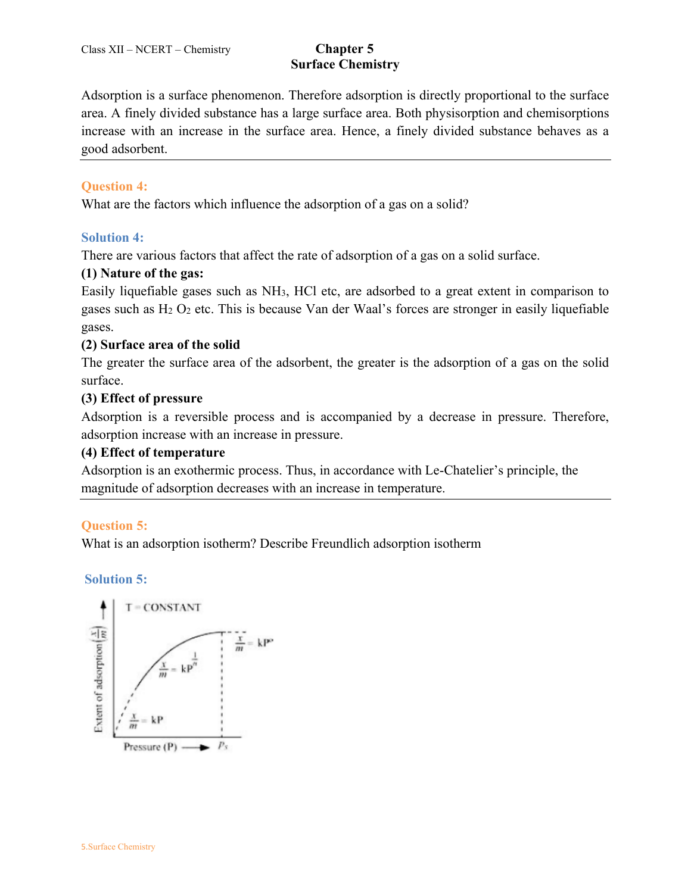Adsorption is a surface phenomenon. Therefore adsorption is directly proportional to the surface area. A finely divided substance has a large surface area. Both physisorption and chemisorptions increase with an increase in the surface area. Hence, a finely divided substance behaves as a good adsorbent.

---

**Question 4:**

What are the factors which influence the adsorption of a gas on a solid?

**Solution 4:**

There are various factors that affect the rate of adsorption of a gas on a solid surface.

**(1) Nature of the gas:**

Easily liquefiable gases such as $NH_3$, HCl etc, are adsorbed to a great extent in comparison to gases such as $H_2$ $O_2$ etc. This is because Van der Waal's forces are stronger in easily liquefiable gases.

**(2) Surface area of the solid**

The greater the surface area of the adsorbent, the greater is the adsorption of a gas on the solid surface.

**(3) Effect of pressure**

Adsorption is a reversible process and is accompanied by a decrease in pressure. Therefore, adsorption increase with an increase in pressure.

**(4) Effect of temperature**

Adsorption is an exothermic process. Thus, in accordance with Le-Chatelier's principle, the magnitude of adsorption decreases with an increase in temperature.

---

**Question 5:**

What is an adsorption isotherm? Describe Freundlich adsorption isotherm

**Solution 5:**

T = CONSTANT

Extent of adsorption $\left(\frac{x}{m}\right)$ vs Pressure (P)

$\frac{x}{m} = kP$

$\frac{x}{m} = kP^{\frac{1}{n}}$

$\frac{x}{m} = kP^{\circ}$

$P_s$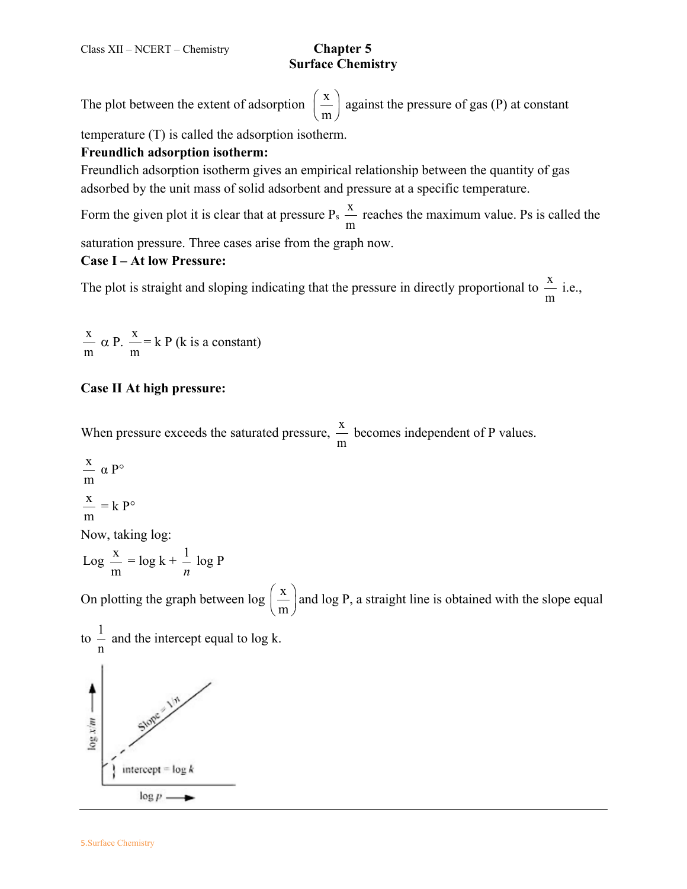The plot between the extent of adsorption $\left(\frac{x}{m}\right)$ against the pressure of gas (P) at constant temperature (T) is called the adsorption isotherm.

**Freundlich adsorption isotherm:**

Freundlich adsorption isotherm gives an empirical relationship between the quantity of gas adsorbed by the unit mass of solid adsorbent and pressure at a specific temperature.

Form the given plot it is clear that at pressure $P_s$ $\frac{x}{m}$ reaches the maximum value. Ps is called the saturation pressure. Three cases arise from the graph now.

**Case I – At low Pressure:**

The plot is straight and sloping indicating that the pressure in directly proportional to $\frac{x}{m}$ i.e.,

$\frac{x}{m} \alpha$ P. $\frac{x}{m}$ = k P (k is a constant)

**Case II At high pressure:**

When pressure exceeds the saturated pressure, $\frac{x}{m}$ becomes independent of P values.

$$\frac{x}{m} \alpha P^{\circ}$$

$$\frac{x}{m} = k P^{\circ}$$

Now, taking log:

$$\text{Log } \frac{x}{m} = \log k + \frac{1}{n} \log P$$

On plotting the graph between log $\left(\frac{x}{m}\right)$ and log P, a straight line is obtained with the slope equal to $\frac{1}{n}$ and the intercept equal to log k.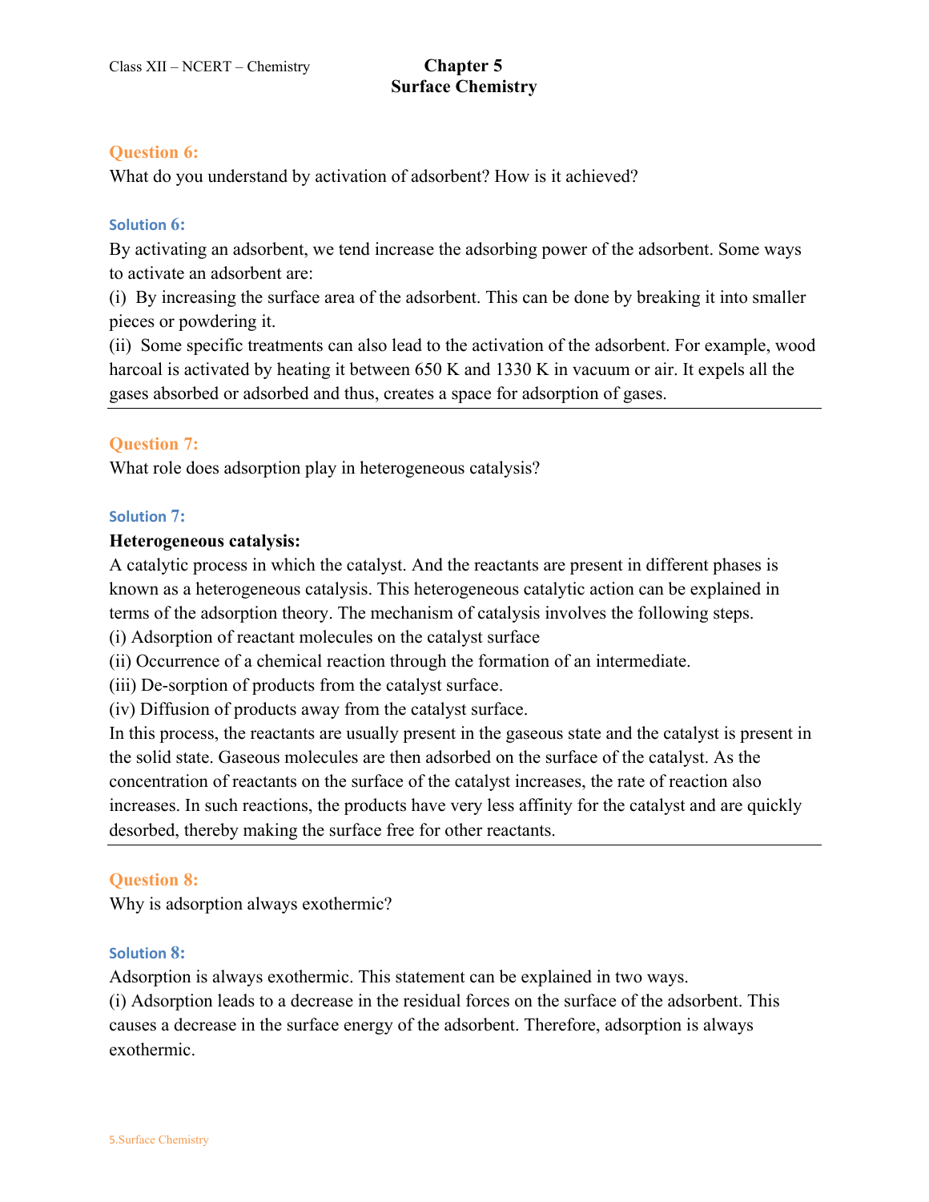### Question 6:

What do you understand by activation of adsorbent? How is it achieved?

#### Solution 6:

By activating an adsorbent, we tend increase the adsorbing power of the adsorbent. Some ways to activate an adsorbent are:

(i) By increasing the surface area of the adsorbent. This can be done by breaking it into smaller pieces or powdering it.

(ii) Some specific treatments can also lead to the activation of the adsorbent. For example, wood harcoal is activated by heating it between 650 K and 1330 K in vacuum or air. It expels all the gases absorbed or adsorbed and thus, creates a space for adsorption of gases.

---

### Question 7:

What role does adsorption play in heterogeneous catalysis?

#### Solution 7:

**Heterogeneous catalysis:**

A catalytic process in which the catalyst. And the reactants are present in different phases is known as a heterogeneous catalysis. This heterogeneous catalytic action can be explained in terms of the adsorption theory. The mechanism of catalysis involves the following steps.

(i) Adsorption of reactant molecules on the catalyst surface

(ii) Occurrence of a chemical reaction through the formation of an intermediate.

(iii) De-sorption of products from the catalyst surface.

(iv) Diffusion of products away from the catalyst surface.

In this process, the reactants are usually present in the gaseous state and the catalyst is present in the solid state. Gaseous molecules are then adsorbed on the surface of the catalyst. As the concentration of reactants on the surface of the catalyst increases, the rate of reaction also increases. In such reactions, the products have very less affinity for the catalyst and are quickly desorbed, thereby making the surface free for other reactants.

---

### Question 8:

Why is adsorption always exothermic?

#### Solution 8:

Adsorption is always exothermic. This statement can be explained in two ways.

(i) Adsorption leads to a decrease in the residual forces on the surface of the adsorbent. This causes a decrease in the surface energy of the adsorbent. Therefore, adsorption is always exothermic.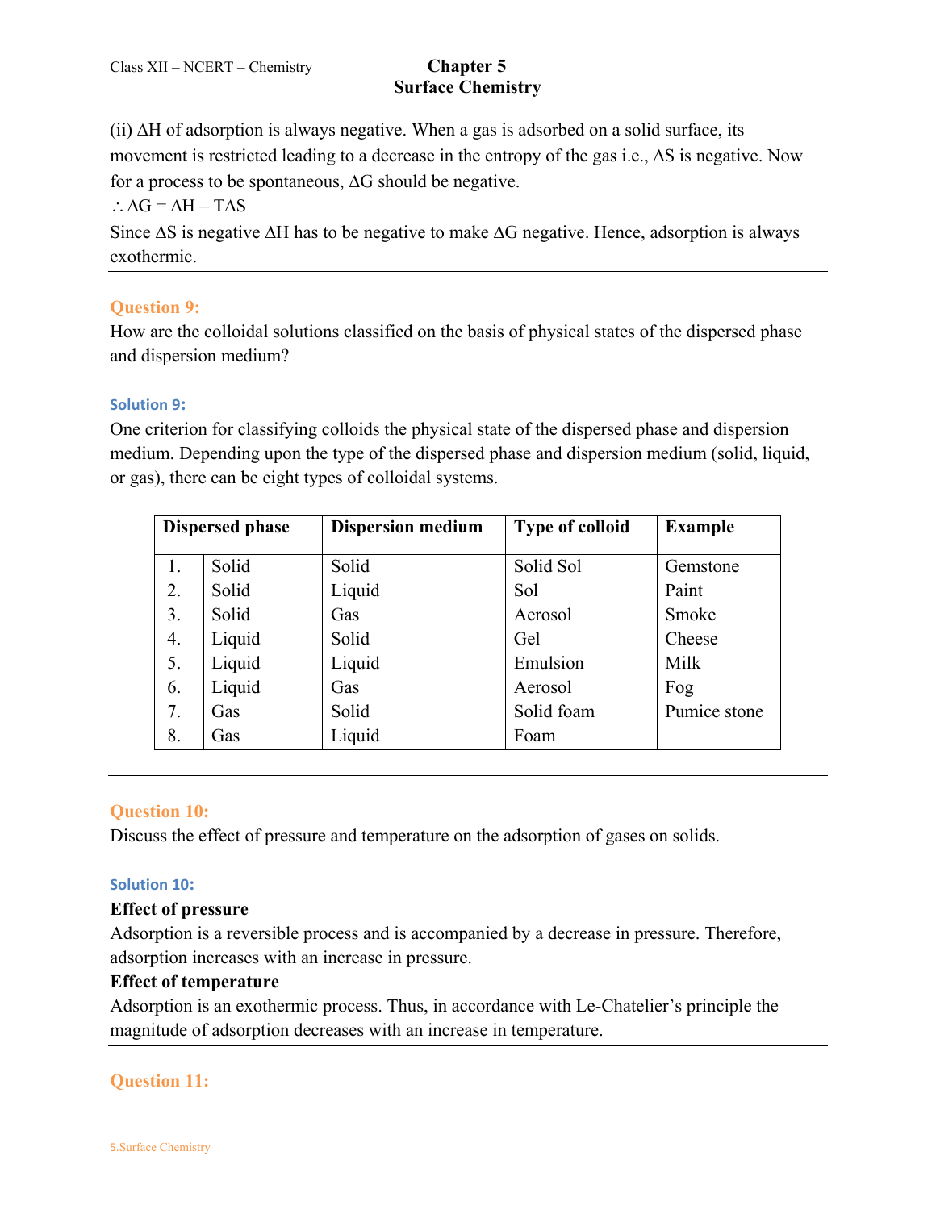(ii) $\Delta H$ of adsorption is always negative. When a gas is adsorbed on a solid surface, its movement is restricted leading to a decrease in the entropy of the gas i.e., $\Delta S$ is negative. Now for a process to be spontaneous, $\Delta G$ should be negative.

$\therefore \Delta G = \Delta H - T\Delta S$

Since $\Delta S$ is negative $\Delta H$ has to be negative to make $\Delta G$ negative. Hence, adsorption is always exothermic.

---

## Question 9:

How are the colloidal solutions classified on the basis of physical states of the dispersed phase and dispersion medium?

### Solution 9:

One criterion for classifying colloids the physical state of the dispersed phase and dispersion medium. Depending upon the type of the dispersed phase and dispersion medium (solid, liquid, or gas), there can be eight types of colloidal systems.

| Dispersed phase | | Dispersion medium | Type of colloid | Example |
|---|---|---|---|---|
| 1. | Solid | Solid | Solid Sol | Gemstone |
| 2. | Solid | Liquid | Sol | Paint |
| 3. | Solid | Gas | Aerosol | Smoke |
| 4. | Liquid | Solid | Gel | Cheese |
| 5. | Liquid | Liquid | Emulsion | Milk |
| 6. | Liquid | Gas | Aerosol | Fog |
| 7. | Gas | Solid | Solid foam | Pumice stone |
| 8. | Gas | Liquid | Foam | |

---

## Question 10:

Discuss the effect of pressure and temperature on the adsorption of gases on solids.

### Solution 10:

**Effect of pressure**

Adsorption is a reversible process and is accompanied by a decrease in pressure. Therefore, adsorption increases with an increase in pressure.

**Effect of temperature**

Adsorption is an exothermic process. Thus, in accordance with Le-Chatelier's principle the magnitude of adsorption decreases with an increase in temperature.

---

## Question 11: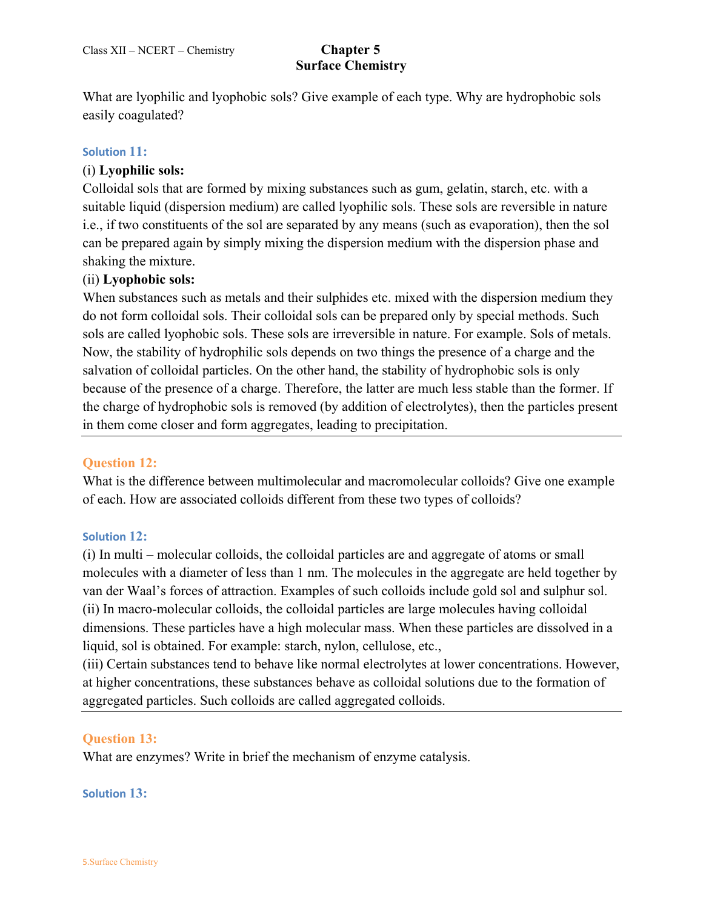What are lyophilic and lyophobic sols? Give example of each type. Why are hydrophobic sols easily coagulated?

### Solution 11:

(i) **Lyophilic sols:**

Colloidal sols that are formed by mixing substances such as gum, gelatin, starch, etc. with a suitable liquid (dispersion medium) are called lyophilic sols. These sols are reversible in nature i.e., if two constituents of the sol are separated by any means (such as evaporation), then the sol can be prepared again by simply mixing the dispersion medium with the dispersion phase and shaking the mixture.

(ii) **Lyophobic sols:**

When substances such as metals and their sulphides etc. mixed with the dispersion medium they do not form colloidal sols. Their colloidal sols can be prepared only by special methods. Such sols are called lyophobic sols. These sols are irreversible in nature. For example. Sols of metals. Now, the stability of hydrophilic sols depends on two things the presence of a charge and the salvation of colloidal particles. On the other hand, the stability of hydrophobic sols is only because of the presence of a charge. Therefore, the latter are much less stable than the former. If the charge of hydrophobic sols is removed (by addition of electrolytes), then the particles present in them come closer and form aggregates, leading to precipitation.

---

## Question 12:

What is the difference between multimolecular and macromolecular colloids? Give one example of each. How are associated colloids different from these two types of colloids?

### Solution 12:

(i) In multi – molecular colloids, the colloidal particles are and aggregate of atoms or small molecules with a diameter of less than 1 nm. The molecules in the aggregate are held together by van der Waal's forces of attraction. Examples of such colloids include gold sol and sulphur sol.

(ii) In macro-molecular colloids, the colloidal particles are large molecules having colloidal dimensions. These particles have a high molecular mass. When these particles are dissolved in a liquid, sol is obtained. For example: starch, nylon, cellulose, etc.,

(iii) Certain substances tend to behave like normal electrolytes at lower concentrations. However, at higher concentrations, these substances behave as colloidal solutions due to the formation of aggregated particles. Such colloids are called aggregated colloids.

---

## Question 13:

What are enzymes? Write in brief the mechanism of enzyme catalysis.

### Solution 13: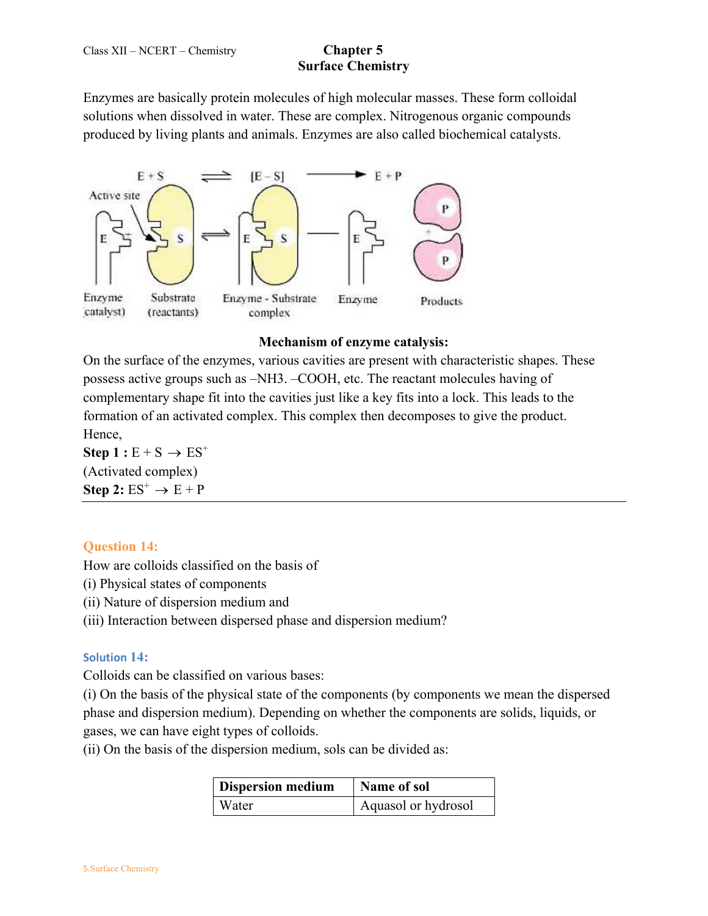Enzymes are basically protein molecules of high molecular masses. These form colloidal solutions when dissolved in water. These are complex. Nitrogenous organic compounds produced by living plants and animals. Enzymes are also called biochemical catalysts.

**Mechanism of enzyme catalysis:**

On the surface of the enzymes, various cavities are present with characteristic shapes. These possess active groups such as –NH3. –COOH, etc. The reactant molecules having of complementary shape fit into the cavities just like a key fits into a lock. This leads to the formation of an activated complex. This complex then decomposes to give the product. Hence,

**Step 1 :** $E + S \rightarrow ES^{+}$

(Activated complex)

**Step 2:** $ES^{+} \rightarrow E + P$

---

## Question 14:

How are colloids classified on the basis of

(i) Physical states of components

(ii) Nature of dispersion medium and

(iii) Interaction between dispersed phase and dispersion medium?

## Solution 14:

Colloids can be classified on various bases:

(i) On the basis of the physical state of the components (by components we mean the dispersed phase and dispersion medium). Depending on whether the components are solids, liquids, or gases, we can have eight types of colloids.

(ii) On the basis of the dispersion medium, sols can be divided as:

| Dispersion medium | Name of sol |
|---|---|
| Water | Aquasol or hydrosol |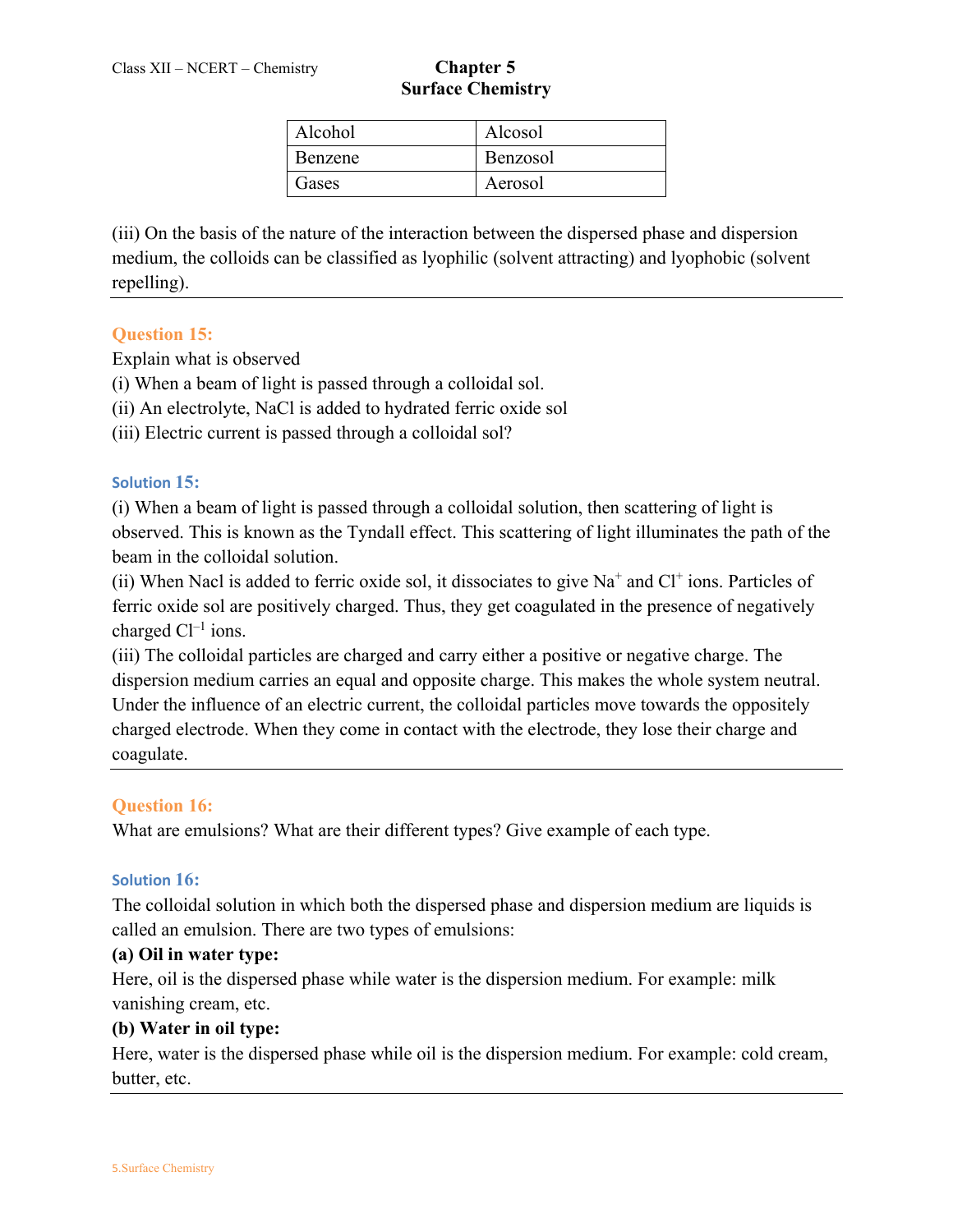| Alcohol | Alcosol |
|---|---|
| Benzene | Benzosol |
| Gases | Aerosol |

(iii) On the basis of the nature of the interaction between the dispersed phase and dispersion medium, the colloids can be classified as lyophilic (solvent attracting) and lyophobic (solvent repelling).

---

### Question 15:

Explain what is observed

(i) When a beam of light is passed through a colloidal sol.

(ii) An electrolyte, NaCl is added to hydrated ferric oxide sol

(iii) Electric current is passed through a colloidal sol?

### Solution 15:

(i) When a beam of light is passed through a colloidal solution, then scattering of light is observed. This is known as the Tyndall effect. This scattering of light illuminates the path of the beam in the colloidal solution.

(ii) When Nacl is added to ferric oxide sol, it dissociates to give $Na^{+}$ and $Cl^{+}$ ions. Particles of ferric oxide sol are positively charged. Thus, they get coagulated in the presence of negatively charged $Cl^{-1}$ ions.

(iii) The colloidal particles are charged and carry either a positive or negative charge. The dispersion medium carries an equal and opposite charge. This makes the whole system neutral. Under the influence of an electric current, the colloidal particles move towards the oppositely charged electrode. When they come in contact with the electrode, they lose their charge and coagulate.

---

### Question 16:

What are emulsions? What are their different types? Give example of each type.

### Solution 16:

The colloidal solution in which both the dispersed phase and dispersion medium are liquids is called an emulsion. There are two types of emulsions:

**(a) Oil in water type:**

Here, oil is the dispersed phase while water is the dispersion medium. For example: milk vanishing cream, etc.

**(b) Water in oil type:**

Here, water is the dispersed phase while oil is the dispersion medium. For example: cold cream, butter, etc.

---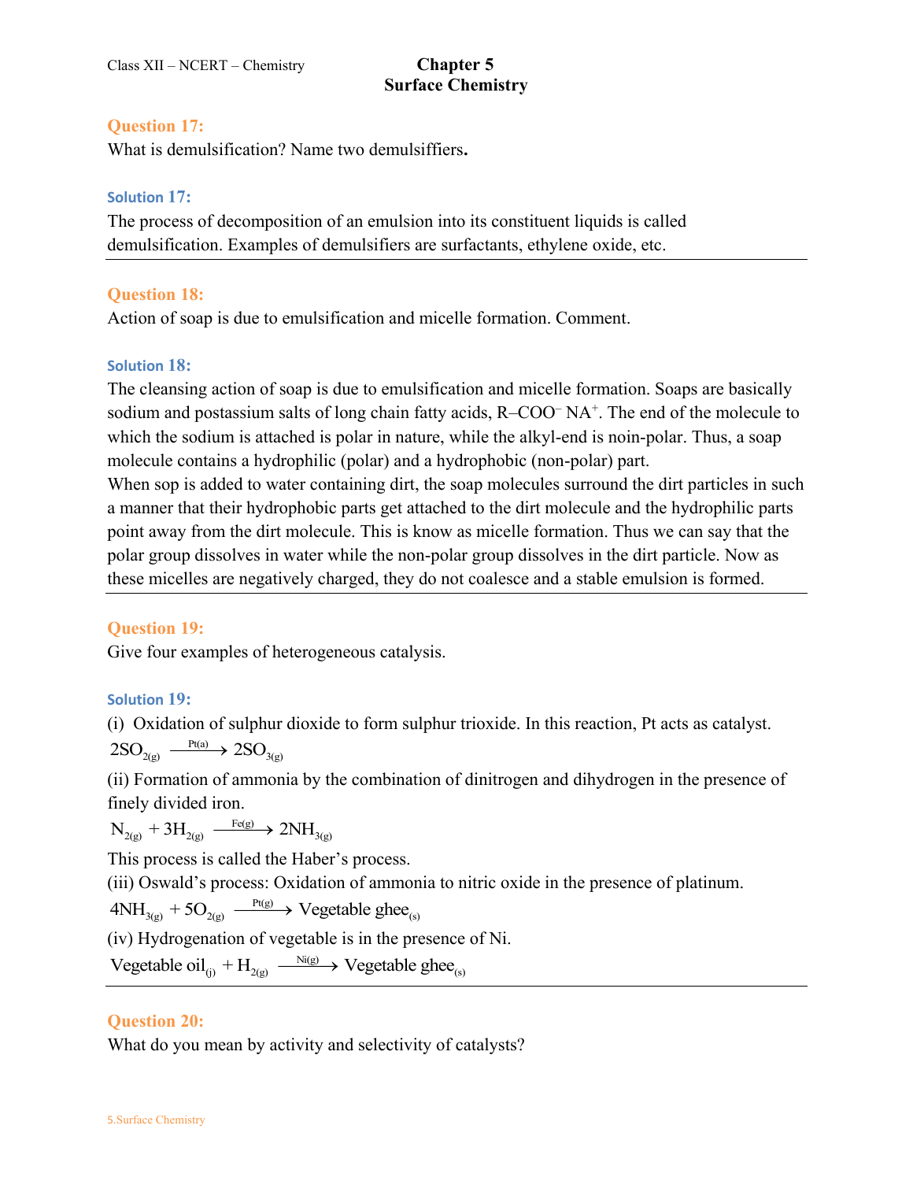## Question 17:

What is demulsification? Name two demulsifiers**.**

### Solution 17:

The process of decomposition of an emulsion into its constituent liquids is called demulsification. Examples of demulsifiers are surfactants, ethylene oxide, etc.

---

## Question 18:

Action of soap is due to emulsification and micelle formation. Comment.

### Solution 18:

The cleansing action of soap is due to emulsification and micelle formation. Soaps are basically sodium and postassium salts of long chain fatty acids, $R–COO^{-}\ NA^{+}$. The end of the molecule to which the sodium is attached is polar in nature, while the alkyl-end is noin-polar. Thus, a soap molecule contains a hydrophilic (polar) and a hydrophobic (non-polar) part.
When sop is added to water containing dirt, the soap molecules surround the dirt particles in such a manner that their hydrophobic parts get attached to the dirt molecule and the hydrophilic parts point away from the dirt molecule. This is know as micelle formation. Thus we can say that the polar group dissolves in water while the non-polar group dissolves in the dirt particle. Now as these micelles are negatively charged, they do not coalesce and a stable emulsion is formed.

---

## Question 19:

Give four examples of heterogeneous catalysis.

### Solution 19:

(i) Oxidation of sulphur dioxide to form sulphur trioxide. In this reaction, Pt acts as catalyst.

$$2SO_{2(g)} \xrightarrow{Pt(a)} 2SO_{3(g)}$$

(ii) Formation of ammonia by the combination of dinitrogen and dihydrogen in the presence of finely divided iron.

$$N_{2(g)} + 3H_{2(g)} \xrightarrow{Fe(g)} 2NH_{3(g)}$$

This process is called the Haber's process.

(iii) Oswald's process: Oxidation of ammonia to nitric oxide in the presence of platinum.

$$4NH_{3(g)} + 5O_{2(g)} \xrightarrow{Pt(g)} \text{Vegetable ghee}_{(s)}$$

(iv) Hydrogenation of vegetable is in the presence of Ni.

$$\text{Vegetable oil}_{(j)} + H_{2(g)} \xrightarrow{Ni(g)} \text{Vegetable ghee}_{(s)}$$

---

## Question 20:

What do you mean by activity and selectivity of catalysts?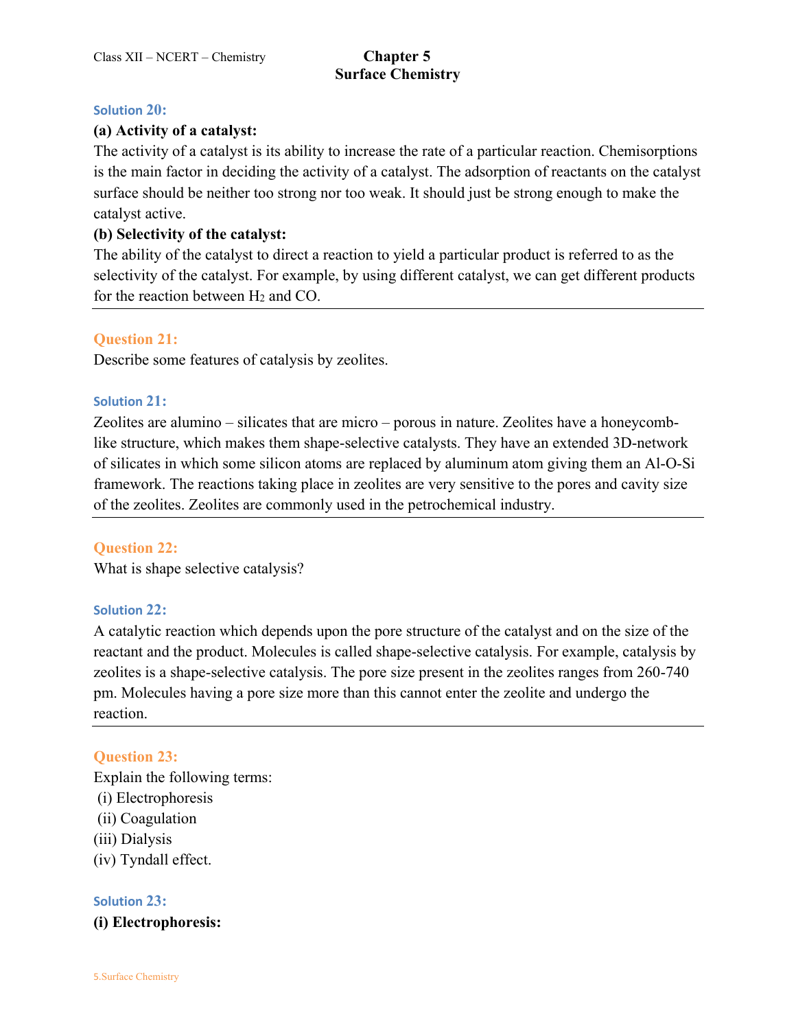**Solution 20:**

**(a) Activity of a catalyst:**

The activity of a catalyst is its ability to increase the rate of a particular reaction. Chemisorptions is the main factor in deciding the activity of a catalyst. The adsorption of reactants on the catalyst surface should be neither too strong nor too weak. It should just be strong enough to make the catalyst active.

**(b) Selectivity of the catalyst:**

The ability of the catalyst to direct a reaction to yield a particular product is referred to as the selectivity of the catalyst. For example, by using different catalyst, we can get different products for the reaction between $H_2$ and CO.

---

**Question 21:**

Describe some features of catalysis by zeolites.

**Solution 21:**

Zeolites are alumino – silicates that are micro – porous in nature. Zeolites have a honeycomb-like structure, which makes them shape-selective catalysts. They have an extended 3D-network of silicates in which some silicon atoms are replaced by aluminum atom giving them an Al-O-Si framework. The reactions taking place in zeolites are very sensitive to the pores and cavity size of the zeolites. Zeolites are commonly used in the petrochemical industry.

---

**Question 22:**

What is shape selective catalysis?

**Solution 22:**

A catalytic reaction which depends upon the pore structure of the catalyst and on the size of the reactant and the product. Molecules is called shape-selective catalysis. For example, catalysis by zeolites is a shape-selective catalysis. The pore size present in the zeolites ranges from 260-740 pm. Molecules having a pore size more than this cannot enter the zeolite and undergo the reaction.

---

**Question 23:**

Explain the following terms:

(i) Electrophoresis
(ii) Coagulation
(iii) Dialysis
(iv) Tyndall effect.

**Solution 23:**

**(i) Electrophoresis:**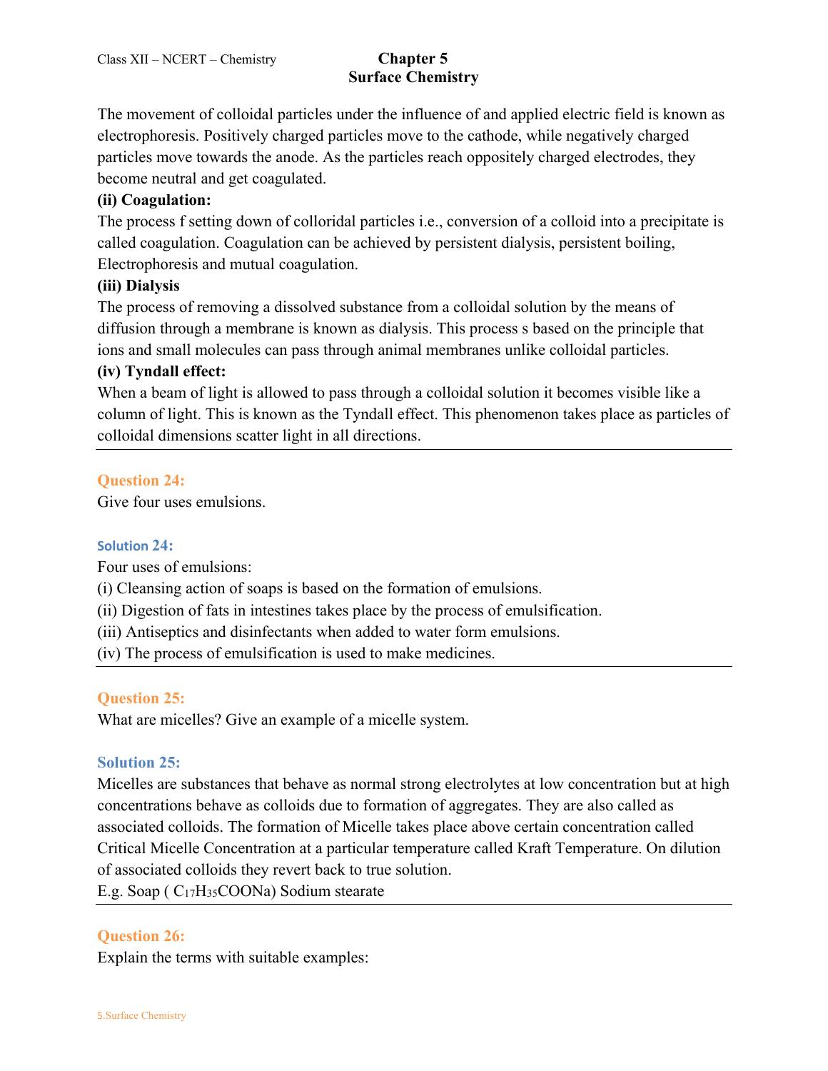The movement of colloidal particles under the influence of and applied electric field is known as electrophoresis. Positively charged particles move to the cathode, while negatively charged particles move towards the anode. As the particles reach oppositely charged electrodes, they become neutral and get coagulated.

**(ii) Coagulation:**

The process f setting down of colloridal particles i.e., conversion of a colloid into a precipitate is called coagulation. Coagulation can be achieved by persistent dialysis, persistent boiling, Electrophoresis and mutual coagulation.

**(iii) Dialysis**

The process of removing a dissolved substance from a colloidal solution by the means of diffusion through a membrane is known as dialysis. This process s based on the principle that ions and small molecules can pass through animal membranes unlike colloidal particles.

**(iv) Tyndall effect:**

When a beam of light is allowed to pass through a colloidal solution it becomes visible like a column of light. This is known as the Tyndall effect. This phenomenon takes place as particles of colloidal dimensions scatter light in all directions.

---

### Question 24:

Give four uses emulsions.

### Solution 24:

Four uses of emulsions:

(i) Cleansing action of soaps is based on the formation of emulsions.

(ii) Digestion of fats in intestines takes place by the process of emulsification.

(iii) Antiseptics and disinfectants when added to water form emulsions.

(iv) The process of emulsification is used to make medicines.

---

### Question 25:

What are micelles? Give an example of a micelle system.

### Solution 25:

Micelles are substances that behave as normal strong electrolytes at low concentration but at high concentrations behave as colloids due to formation of aggregates. They are also called as associated colloids. The formation of Micelle takes place above certain concentration called Critical Micelle Concentration at a particular temperature called Kraft Temperature. On dilution of associated colloids they revert back to true solution.

E.g. Soap ( $C_{17}H_{35}COONa$) Sodium stearate

---

### Question 26:

Explain the terms with suitable examples: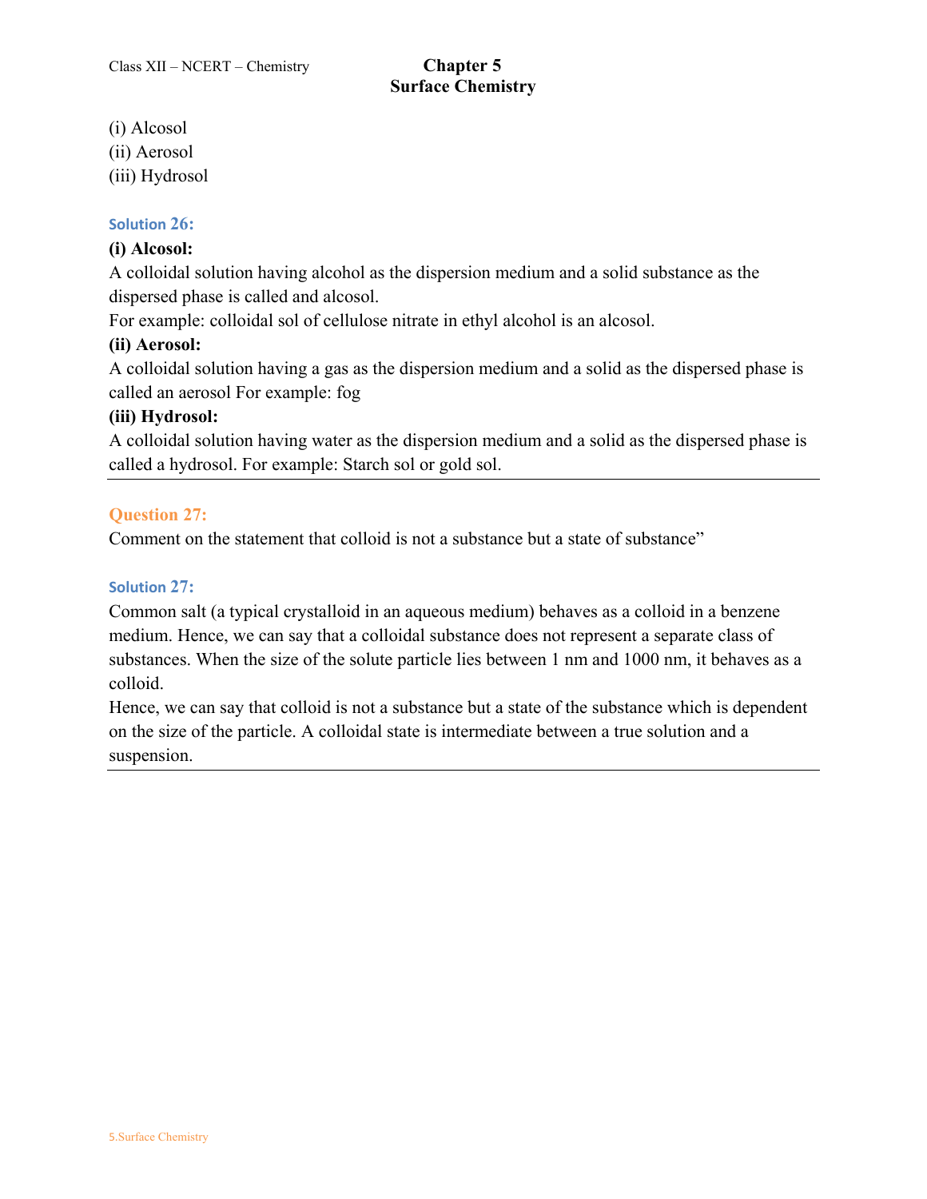(i) Alcosol
(ii) Aerosol
(iii) Hydrosol

### Solution 26:

**(i) Alcosol:**
A colloidal solution having alcohol as the dispersion medium and a solid substance as the dispersed phase is called and alcosol.
For example: colloidal sol of cellulose nitrate in ethyl alcohol is an alcosol.

**(ii) Aerosol:**
A colloidal solution having a gas as the dispersion medium and a solid as the dispersed phase is called an aerosol For example: fog

**(iii) Hydrosol:**
A colloidal solution having water as the dispersion medium and a solid as the dispersed phase is called a hydrosol. For example: Starch sol or gold sol.

---

### Question 27:

Comment on the statement that colloid is not a substance but a state of substance"

### Solution 27:

Common salt (a typical crystalloid in an aqueous medium) behaves as a colloid in a benzene medium. Hence, we can say that a colloidal substance does not represent a separate class of substances. When the size of the solute particle lies between 1 nm and 1000 nm, it behaves as a colloid.
Hence, we can say that colloid is not a substance but a state of the substance which is dependent on the size of the particle. A colloidal state is intermediate between a true solution and a suspension.

---